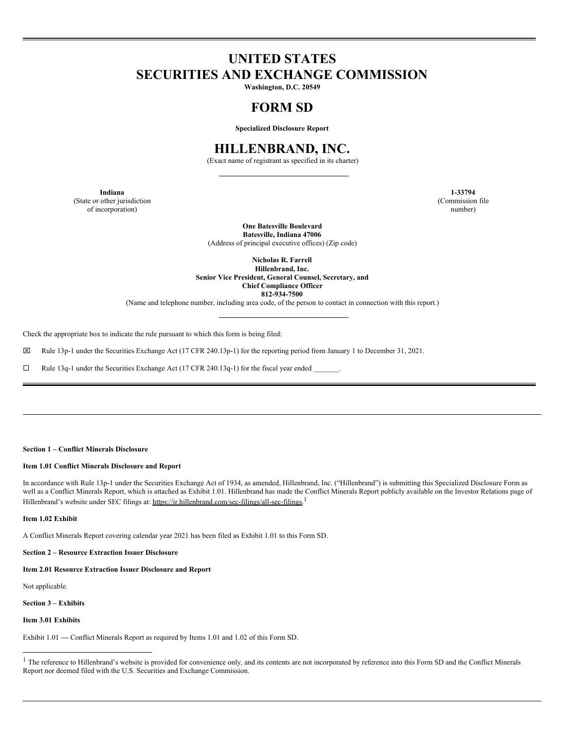# UNITED STATES
# SECURITIES AND EXCHANGE COMMISSION

**Washington, D.C. 20549**

# FORM SD

**Specialized Disclosure Report**

# HILLENBRAND, INC.

(Exact name of registrant as specified in its charter)

| **Indiana** | **1-33794** |
|---|---|
| (State or other jurisdiction of incorporation) | (Commission file number) |

**One Batesville Boulevard**
**Batesville, Indiana 47006**
(Address of principal executive offices) (Zip code)

**Nicholas R. Farrell**
**Hillenbrand, Inc.**
**Senior Vice President, General Counsel, Secretary, and Chief Compliance Officer**
**812-934-7500**
(Name and telephone number, including area code, of the person to contact in connection with this report.)

Check the appropriate box to indicate the rule pursuant to which this form is being filed:

☒ Rule 13p-1 under the Securities Exchange Act (17 CFR 240.13p-1) for the reporting period from January 1 to December 31, 2021.

☐ Rule 13q-1 under the Securities Exchange Act (17 CFR 240.13q-1) for the fiscal year ended _______.

**Section 1 – Conflict Minerals Disclosure**

**Item 1.01 Conflict Minerals Disclosure and Report**

In accordance with Rule 13p-1 under the Securities Exchange Act of 1934, as amended, Hillenbrand, Inc. ("Hillenbrand") is submitting this Specialized Disclosure Form as well as a Conflict Minerals Report, which is attached as Exhibit 1.01. Hillenbrand has made the Conflict Minerals Report publicly available on the Investor Relations page of Hillenbrand's website under SEC filings at: https://ir.hillenbrand.com/sec-filings/all-sec-filings.[1]

**Item 1.02 Exhibit**

A Conflict Minerals Report covering calendar year 2021 has been filed as Exhibit 1.01 to this Form SD.

**Section 2 – Resource Extraction Issuer Disclosure**

**Item 2.01 Resource Extraction Issuer Disclosure and Report**

Not applicable.

**Section 3 – Exhibits**

**Item 3.01 Exhibits**

Exhibit 1.01 — Conflict Minerals Report as required by Items 1.01 and 1.02 of this Form SD.

[1] The reference to Hillenbrand's website is provided for convenience only, and its contents are not incorporated by reference into this Form SD and the Conflict Minerals Report nor deemed filed with the U.S. Securities and Exchange Commission.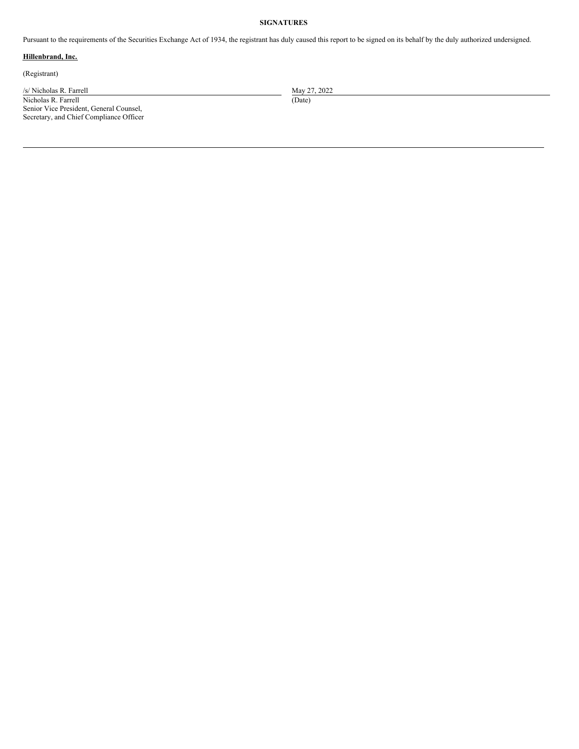**SIGNATURES**

Pursuant to the requirements of the Securities Exchange Act of 1934, the registrant has duly caused this report to be signed on its behalf by the duly authorized undersigned.

**Hillenbrand, Inc.**

(Registrant)

| | |
|---|---|
| /s/ Nicholas R. Farrell | May 27, 2022 |
| Nicholas R. Farrell<br>Senior Vice President, General Counsel,<br>Secretary, and Chief Compliance Officer | (Date) |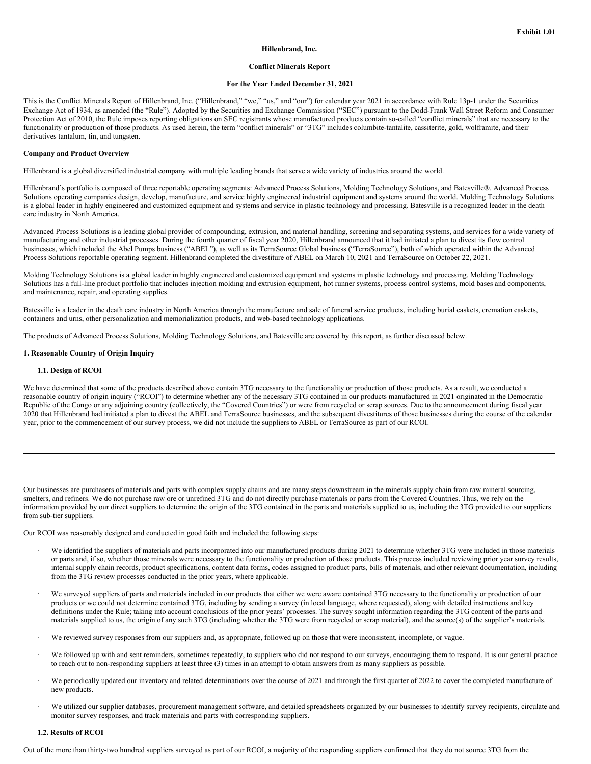**Exhibit 1.01**

**Hillenbrand, Inc.**

**Conflict Minerals Report**

**For the Year Ended December 31, 2021**

This is the Conflict Minerals Report of Hillenbrand, Inc. ("Hillenbrand," "we," "us," and "our") for calendar year 2021 in accordance with Rule 13p-1 under the Securities Exchange Act of 1934, as amended (the "Rule"). Adopted by the Securities and Exchange Commission ("SEC") pursuant to the Dodd-Frank Wall Street Reform and Consumer Protection Act of 2010, the Rule imposes reporting obligations on SEC registrants whose manufactured products contain so-called "conflict minerals" that are necessary to the functionality or production of those products. As used herein, the term "conflict minerals" or "3TG" includes columbite-tantalite, cassiterite, gold, wolframite, and their derivatives tantalum, tin, and tungsten.

**Company and Product Overview**

Hillenbrand is a global diversified industrial company with multiple leading brands that serve a wide variety of industries around the world.

Hillenbrand's portfolio is composed of three reportable operating segments: Advanced Process Solutions, Molding Technology Solutions, and Batesville®. Advanced Process Solutions operating companies design, develop, manufacture, and service highly engineered industrial equipment and systems around the world. Molding Technology Solutions is a global leader in highly engineered and customized equipment and systems and service in plastic technology and processing. Batesville is a recognized leader in the death care industry in North America.

Advanced Process Solutions is a leading global provider of compounding, extrusion, and material handling, screening and separating systems, and services for a wide variety of manufacturing and other industrial processes. During the fourth quarter of fiscal year 2020, Hillenbrand announced that it had initiated a plan to divest its flow control businesses, which included the Abel Pumps business ("ABEL"), as well as its TerraSource Global business ("TerraSource"), both of which operated within the Advanced Process Solutions reportable operating segment. Hillenbrand completed the divestiture of ABEL on March 10, 2021 and TerraSource on October 22, 2021.

Molding Technology Solutions is a global leader in highly engineered and customized equipment and systems in plastic technology and processing. Molding Technology Solutions has a full-line product portfolio that includes injection molding and extrusion equipment, hot runner systems, process control systems, mold bases and components, and maintenance, repair, and operating supplies.

Batesville is a leader in the death care industry in North America through the manufacture and sale of funeral service products, including burial caskets, cremation caskets, containers and urns, other personalization and memorialization products, and web-based technology applications.

The products of Advanced Process Solutions, Molding Technology Solutions, and Batesville are covered by this report, as further discussed below.

**1. Reasonable Country of Origin Inquiry**

**1.1. Design of RCOI**

We have determined that some of the products described above contain 3TG necessary to the functionality or production of those products. As a result, we conducted a reasonable country of origin inquiry ("RCOI") to determine whether any of the necessary 3TG contained in our products manufactured in 2021 originated in the Democratic Republic of the Congo or any adjoining country (collectively, the "Covered Countries") or were from recycled or scrap sources. Due to the announcement during fiscal year 2020 that Hillenbrand had initiated a plan to divest the ABEL and TerraSource businesses, and the subsequent divestitures of those businesses during the course of the calendar year, prior to the commencement of our survey process, we did not include the suppliers to ABEL or TerraSource as part of our RCOI.

Our businesses are purchasers of materials and parts with complex supply chains and are many steps downstream in the minerals supply chain from raw mineral sourcing, smelters, and refiners. We do not purchase raw ore or unrefined 3TG and do not directly purchase materials or parts from the Covered Countries. Thus, we rely on the information provided by our direct suppliers to determine the origin of the 3TG contained in the parts and materials supplied to us, including the 3TG provided to our suppliers from sub-tier suppliers.

Our RCOI was reasonably designed and conducted in good faith and included the following steps:

- We identified the suppliers of materials and parts incorporated into our manufactured products during 2021 to determine whether 3TG were included in those materials or parts and, if so, whether those minerals were necessary to the functionality or production of those products. This process included reviewing prior year survey results, internal supply chain records, product specifications, content data forms, codes assigned to product parts, bills of materials, and other relevant documentation, including from the 3TG review processes conducted in the prior years, where applicable.
- We surveyed suppliers of parts and materials included in our products that either we were aware contained 3TG necessary to the functionality or production of our products or we could not determine contained 3TG, including by sending a survey (in local language, where requested), along with detailed instructions and key definitions under the Rule; taking into account conclusions of the prior years' processes. The survey sought information regarding the 3TG content of the parts and materials supplied to us, the origin of any such 3TG (including whether the 3TG were from recycled or scrap material), and the source(s) of the supplier's materials.
- We reviewed survey responses from our suppliers and, as appropriate, followed up on those that were inconsistent, incomplete, or vague.
- We followed up with and sent reminders, sometimes repeatedly, to suppliers who did not respond to our surveys, encouraging them to respond. It is our general practice to reach out to non-responding suppliers at least three (3) times in an attempt to obtain answers from as many suppliers as possible.
- We periodically updated our inventory and related determinations over the course of 2021 and through the first quarter of 2022 to cover the completed manufacture of new products.
- We utilized our supplier databases, procurement management software, and detailed spreadsheets organized by our businesses to identify survey recipients, circulate and monitor survey responses, and track materials and parts with corresponding suppliers.

**1.2. Results of RCOI**

Out of the more than thirty-two hundred suppliers surveyed as part of our RCOI, a majority of the responding suppliers confirmed that they do not source 3TG from the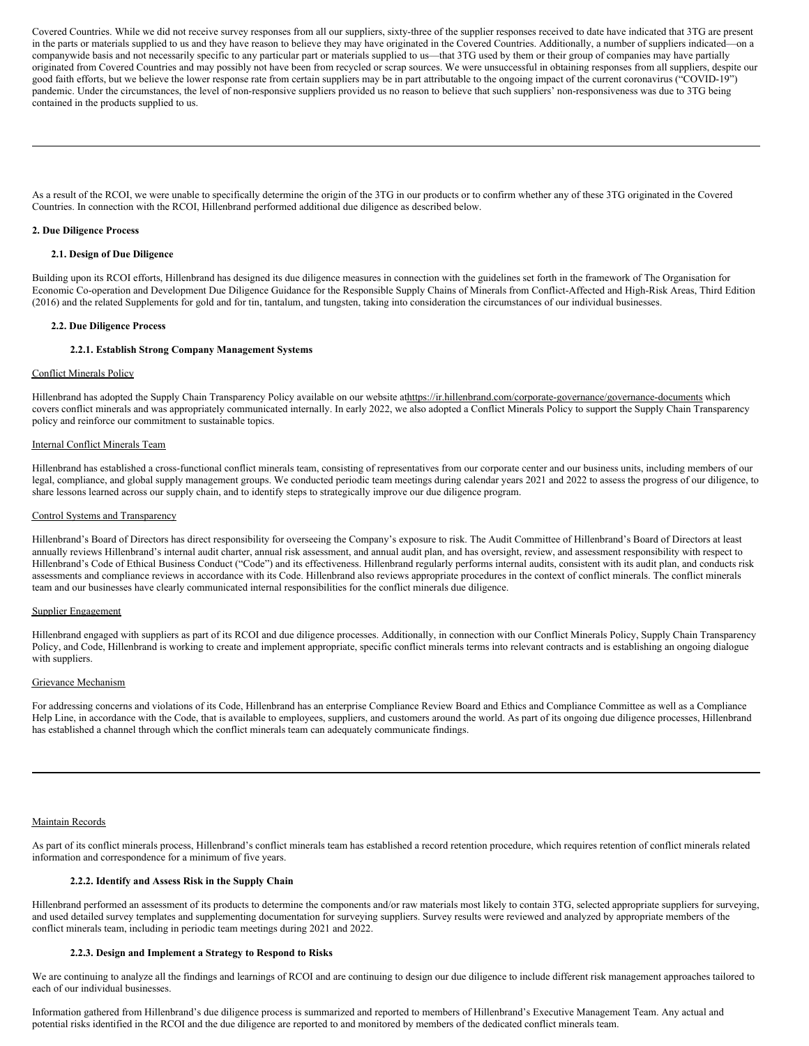Covered Countries. While we did not receive survey responses from all our suppliers, sixty-three of the supplier responses received to date have indicated that 3TG are present in the parts or materials supplied to us and they have reason to believe they may have originated in the Covered Countries. Additionally, a number of suppliers indicated—on a companywide basis and not necessarily specific to any particular part or materials supplied to us—that 3TG used by them or their group of companies may have partially originated from Covered Countries and may possibly not have been from recycled or scrap sources. We were unsuccessful in obtaining responses from all suppliers, despite our good faith efforts, but we believe the lower response rate from certain suppliers may be in part attributable to the ongoing impact of the current coronavirus ("COVID-19") pandemic. Under the circumstances, the level of non-responsive suppliers provided us no reason to believe that such suppliers' non-responsiveness was due to 3TG being contained in the products supplied to us.

---

As a result of the RCOI, we were unable to specifically determine the origin of the 3TG in our products or to confirm whether any of these 3TG originated in the Covered Countries. In connection with the RCOI, Hillenbrand performed additional due diligence as described below.

## 2. Due Diligence Process

### 2.1. Design of Due Diligence

Building upon its RCOI efforts, Hillenbrand has designed its due diligence measures in connection with the guidelines set forth in the framework of The Organisation for Economic Co-operation and Development Due Diligence Guidance for the Responsible Supply Chains of Minerals from Conflict-Affected and High-Risk Areas, Third Edition (2016) and the related Supplements for gold and for tin, tantalum, and tungsten, taking into consideration the circumstances of our individual businesses.

### 2.2. Due Diligence Process

#### 2.2.1. Establish Strong Company Management Systems

Conflict Minerals Policy

Hillenbrand has adopted the Supply Chain Transparency Policy available on our website at https://ir.hillenbrand.com/corporate-governance/governance-documents which covers conflict minerals and was appropriately communicated internally. In early 2022, we also adopted a Conflict Minerals Policy to support the Supply Chain Transparency policy and reinforce our commitment to sustainable topics.

Internal Conflict Minerals Team

Hillenbrand has established a cross-functional conflict minerals team, consisting of representatives from our corporate center and our business units, including members of our legal, compliance, and global supply management groups. We conducted periodic team meetings during calendar years 2021 and 2022 to assess the progress of our diligence, to share lessons learned across our supply chain, and to identify steps to strategically improve our due diligence program.

Control Systems and Transparency

Hillenbrand's Board of Directors has direct responsibility for overseeing the Company's exposure to risk. The Audit Committee of Hillenbrand's Board of Directors at least annually reviews Hillenbrand's internal audit charter, annual risk assessment, and annual audit plan, and has oversight, review, and assessment responsibility with respect to Hillenbrand's Code of Ethical Business Conduct ("Code") and its effectiveness. Hillenbrand regularly performs internal audits, consistent with its audit plan, and conducts risk assessments and compliance reviews in accordance with its Code. Hillenbrand also reviews appropriate procedures in the context of conflict minerals. The conflict minerals team and our businesses have clearly communicated internal responsibilities for the conflict minerals due diligence.

Supplier Engagement

Hillenbrand engaged with suppliers as part of its RCOI and due diligence processes. Additionally, in connection with our Conflict Minerals Policy, Supply Chain Transparency Policy, and Code, Hillenbrand is working to create and implement appropriate, specific conflict minerals terms into relevant contracts and is establishing an ongoing dialogue with suppliers.

Grievance Mechanism

For addressing concerns and violations of its Code, Hillenbrand has an enterprise Compliance Review Board and Ethics and Compliance Committee as well as a Compliance Help Line, in accordance with the Code, that is available to employees, suppliers, and customers around the world. As part of its ongoing due diligence processes, Hillenbrand has established a channel through which the conflict minerals team can adequately communicate findings.

---

Maintain Records

As part of its conflict minerals process, Hillenbrand's conflict minerals team has established a record retention procedure, which requires retention of conflict minerals related information and correspondence for a minimum of five years.

#### 2.2.2. Identify and Assess Risk in the Supply Chain

Hillenbrand performed an assessment of its products to determine the components and/or raw materials most likely to contain 3TG, selected appropriate suppliers for surveying, and used detailed survey templates and supplementing documentation for surveying suppliers. Survey results were reviewed and analyzed by appropriate members of the conflict minerals team, including in periodic team meetings during 2021 and 2022.

#### 2.2.3. Design and Implement a Strategy to Respond to Risks

We are continuing to analyze all the findings and learnings of RCOI and are continuing to design our due diligence to include different risk management approaches tailored to each of our individual businesses.

Information gathered from Hillenbrand's due diligence process is summarized and reported to members of Hillenbrand's Executive Management Team. Any actual and potential risks identified in the RCOI and the due diligence are reported to and monitored by members of the dedicated conflict minerals team.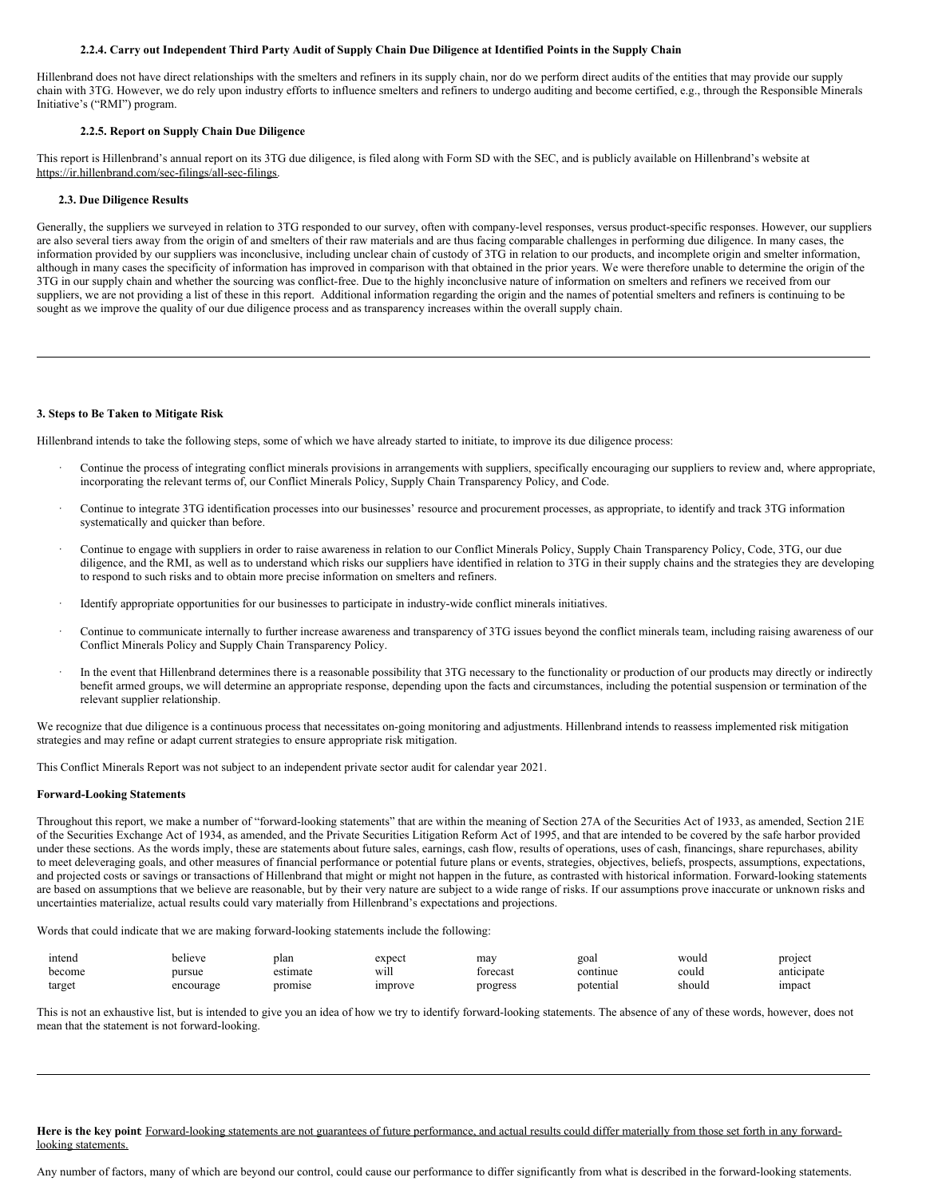#### 2.2.4. Carry out Independent Third Party Audit of Supply Chain Due Diligence at Identified Points in the Supply Chain

Hillenbrand does not have direct relationships with the smelters and refiners in its supply chain, nor do we perform direct audits of the entities that may provide our supply chain with 3TG. However, we do rely upon industry efforts to influence smelters and refiners to undergo auditing and become certified, e.g., through the Responsible Minerals Initiative's ("RMI") program.

#### 2.2.5. Report on Supply Chain Due Diligence

This report is Hillenbrand's annual report on its 3TG due diligence, is filed along with Form SD with the SEC, and is publicly available on Hillenbrand's website at https://ir.hillenbrand.com/sec-filings/all-sec-filings.

### 2.3. Due Diligence Results

Generally, the suppliers we surveyed in relation to 3TG responded to our survey, often with company-level responses, versus product-specific responses. However, our suppliers are also several tiers away from the origin of and smelters of their raw materials and are thus facing comparable challenges in performing due diligence. In many cases, the information provided by our suppliers was inconclusive, including unclear chain of custody of 3TG in relation to our products, and incomplete origin and smelter information, although in many cases the specificity of information has improved in comparison with that obtained in the prior years. We were therefore unable to determine the origin of the 3TG in our supply chain and whether the sourcing was conflict-free. Due to the highly inconclusive nature of information on smelters and refiners we received from our suppliers, we are not providing a list of these in this report. Additional information regarding the origin and the names of potential smelters and refiners is continuing to be sought as we improve the quality of our due diligence process and as transparency increases within the overall supply chain.

---

## 3. Steps to Be Taken to Mitigate Risk

Hillenbrand intends to take the following steps, some of which we have already started to initiate, to improve its due diligence process:

- Continue the process of integrating conflict minerals provisions in arrangements with suppliers, specifically encouraging our suppliers to review and, where appropriate, incorporating the relevant terms of, our Conflict Minerals Policy, Supply Chain Transparency Policy, and Code.
- Continue to integrate 3TG identification processes into our businesses' resource and procurement processes, as appropriate, to identify and track 3TG information systematically and quicker than before.
- Continue to engage with suppliers in order to raise awareness in relation to our Conflict Minerals Policy, Supply Chain Transparency Policy, Code, 3TG, our due diligence, and the RMI, as well as to understand which risks our suppliers have identified in relation to 3TG in their supply chains and the strategies they are developing to respond to such risks and to obtain more precise information on smelters and refiners.
- Identify appropriate opportunities for our businesses to participate in industry-wide conflict minerals initiatives.
- Continue to communicate internally to further increase awareness and transparency of 3TG issues beyond the conflict minerals team, including raising awareness of our Conflict Minerals Policy and Supply Chain Transparency Policy.
- In the event that Hillenbrand determines there is a reasonable possibility that 3TG necessary to the functionality or production of our products may directly or indirectly benefit armed groups, we will determine an appropriate response, depending upon the facts and circumstances, including the potential suspension or termination of the relevant supplier relationship.

We recognize that due diligence is a continuous process that necessitates on-going monitoring and adjustments. Hillenbrand intends to reassess implemented risk mitigation strategies and may refine or adapt current strategies to ensure appropriate risk mitigation.

This Conflict Minerals Report was not subject to an independent private sector audit for calendar year 2021.

**Forward-Looking Statements**

Throughout this report, we make a number of "forward-looking statements" that are within the meaning of Section 27A of the Securities Act of 1933, as amended, Section 21E of the Securities Exchange Act of 1934, as amended, and the Private Securities Litigation Reform Act of 1995, and that are intended to be covered by the safe harbor provided under these sections. As the words imply, these are statements about future sales, earnings, cash flow, results of operations, uses of cash, financings, share repurchases, ability to meet deleveraging goals, and other measures of financial performance or potential future plans or events, strategies, objectives, beliefs, prospects, assumptions, expectations, and projected costs or savings or transactions of Hillenbrand that might or might not happen in the future, as contrasted with historical information. Forward-looking statements are based on assumptions that we believe are reasonable, but by their very nature are subject to a wide range of risks. If our assumptions prove inaccurate or unknown risks and uncertainties materialize, actual results could vary materially from Hillenbrand's expectations and projections.

Words that could indicate that we are making forward-looking statements include the following:

| | | | | | | | |
|---|---|---|---|---|---|---|---|
| intend | believe | plan | expect | may | goal | would | project |
| become | pursue | estimate | will | forecast | continue | could | anticipate |
| target | encourage | promise | improve | progress | potential | should | impact |

This is not an exhaustive list, but is intended to give you an idea of how we try to identify forward-looking statements. The absence of any of these words, however, does not mean that the statement is not forward-looking.

---

**Here is the key point**: Forward-looking statements are not guarantees of future performance, and actual results could differ materially from those set forth in any forward-looking statements.

Any number of factors, many of which are beyond our control, could cause our performance to differ significantly from what is described in the forward-looking statements.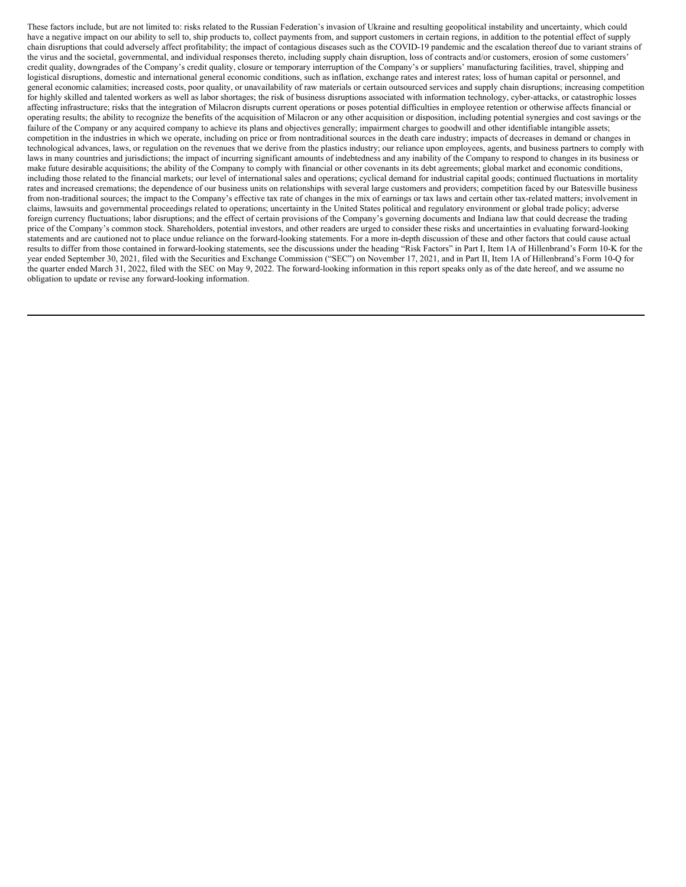These factors include, but are not limited to: risks related to the Russian Federation's invasion of Ukraine and resulting geopolitical instability and uncertainty, which could have a negative impact on our ability to sell to, ship products to, collect payments from, and support customers in certain regions, in addition to the potential effect of supply chain disruptions that could adversely affect profitability; the impact of contagious diseases such as the COVID-19 pandemic and the escalation thereof due to variant strains of the virus and the societal, governmental, and individual responses thereto, including supply chain disruption, loss of contracts and/or customers, erosion of some customers' credit quality, downgrades of the Company's credit quality, closure or temporary interruption of the Company's or suppliers' manufacturing facilities, travel, shipping and logistical disruptions, domestic and international general economic conditions, such as inflation, exchange rates and interest rates; loss of human capital or personnel, and general economic calamities; increased costs, poor quality, or unavailability of raw materials or certain outsourced services and supply chain disruptions; increasing competition for highly skilled and talented workers as well as labor shortages; the risk of business disruptions associated with information technology, cyber-attacks, or catastrophic losses affecting infrastructure; risks that the integration of Milacron disrupts current operations or poses potential difficulties in employee retention or otherwise affects financial or operating results; the ability to recognize the benefits of the acquisition of Milacron or any other acquisition or disposition, including potential synergies and cost savings or the failure of the Company or any acquired company to achieve its plans and objectives generally; impairment charges to goodwill and other identifiable intangible assets; competition in the industries in which we operate, including on price or from nontraditional sources in the death care industry; impacts of decreases in demand or changes in technological advances, laws, or regulation on the revenues that we derive from the plastics industry; our reliance upon employees, agents, and business partners to comply with laws in many countries and jurisdictions; the impact of incurring significant amounts of indebtedness and any inability of the Company to respond to changes in its business or make future desirable acquisitions; the ability of the Company to comply with financial or other covenants in its debt agreements; global market and economic conditions, including those related to the financial markets; our level of international sales and operations; cyclical demand for industrial capital goods; continued fluctuations in mortality rates and increased cremations; the dependence of our business units on relationships with several large customers and providers; competition faced by our Batesville business from non-traditional sources; the impact to the Company's effective tax rate of changes in the mix of earnings or tax laws and certain other tax-related matters; involvement in claims, lawsuits and governmental proceedings related to operations; uncertainty in the United States political and regulatory environment or global trade policy; adverse foreign currency fluctuations; labor disruptions; and the effect of certain provisions of the Company's governing documents and Indiana law that could decrease the trading price of the Company's common stock. Shareholders, potential investors, and other readers are urged to consider these risks and uncertainties in evaluating forward-looking statements and are cautioned not to place undue reliance on the forward-looking statements. For a more in-depth discussion of these and other factors that could cause actual results to differ from those contained in forward-looking statements, see the discussions under the heading "Risk Factors" in Part I, Item 1A of Hillenbrand's Form 10-K for the year ended September 30, 2021, filed with the Securities and Exchange Commission ("SEC") on November 17, 2021, and in Part II, Item 1A of Hillenbrand's Form 10-Q for the quarter ended March 31, 2022, filed with the SEC on May 9, 2022. The forward-looking information in this report speaks only as of the date hereof, and we assume no obligation to update or revise any forward-looking information.